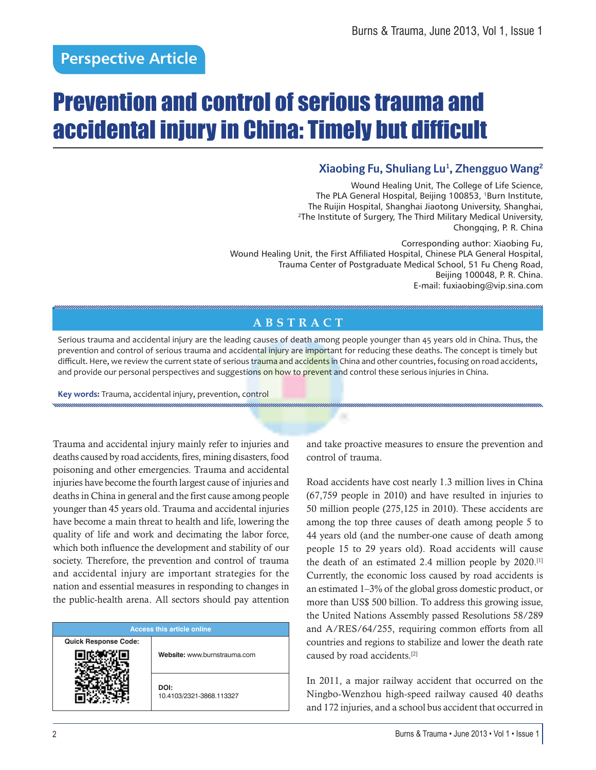Perspective Article

# Prevention and control of serious trauma and accidental injury in China: Timely but difficult

**Xiaobing Fu, Shuliang Lu[1], Zhengguo Wang[2]**

Wound Healing Unit, The College of Life Science, The PLA General Hospital, Beijing 100853, [1]Burn Institute, The Ruijin Hospital, Shanghai Jiaotong University, Shanghai, [2]The Institute of Surgery, The Third Military Medical University, Chongqing, P. R. China

Corresponding author: Xiaobing Fu, Wound Healing Unit, the First Affiliated Hospital, Chinese PLA General Hospital, Trauma Center of Postgraduate Medical School, 51 Fu Cheng Road, Beijing 100048, P. R. China. E-mail: fuxiaobing@vip.sina.com

## ABSTRACT

Serious trauma and accidental injury are the leading causes of death among people younger than 45 years old in China. Thus, the prevention and control of serious trauma and accidental injury are important for reducing these deaths. The concept is timely but difficult. Here, we review the current state of serious trauma and accidents in China and other countries, focusing on road accidents, and provide our personal perspectives and suggestions on how to prevent and control these serious injuries in China.

**Key words:** Trauma, accidental injury, prevention, control

Trauma and accidental injury mainly refer to injuries and deaths caused by road accidents, fires, mining disasters, food poisoning and other emergencies. Trauma and accidental injuries have become the fourth largest cause of injuries and deaths in China in general and the first cause among people younger than 45 years old. Trauma and accidental injuries have become a main threat to health and life, lowering the quality of life and work and decimating the labor force, which both influence the development and stability of our society. Therefore, the prevention and control of trauma and accidental injury are important strategies for the nation and essential measures in responding to changes in the public-health arena. All sectors should pay attention and take proactive measures to ensure the prevention and control of trauma.

| Access this article online | |
|---|---|
| Quick Response Code: | Website: www.burnstrauma.com |
| | DOI: 10.4103/2321-3868.113327 |

Road accidents have cost nearly 1.3 million lives in China (67,759 people in 2010) and have resulted in injuries to 50 million people (275,125 in 2010). These accidents are among the top three causes of death among people 5 to 44 years old (and the number-one cause of death among people 15 to 29 years old). Road accidents will cause the death of an estimated 2.4 million people by 2020.[1] Currently, the economic loss caused by road accidents is an estimated 1–3% of the global gross domestic product, or more than US$ 500 billion. To address this growing issue, the United Nations Assembly passed Resolutions 58/289 and A/RES/64/255, requiring common efforts from all countries and regions to stabilize and lower the death rate caused by road accidents.[2]

In 2011, a major railway accident that occurred on the Ningbo-Wenzhou high-speed railway caused 40 deaths and 172 injuries, and a school bus accident that occurred in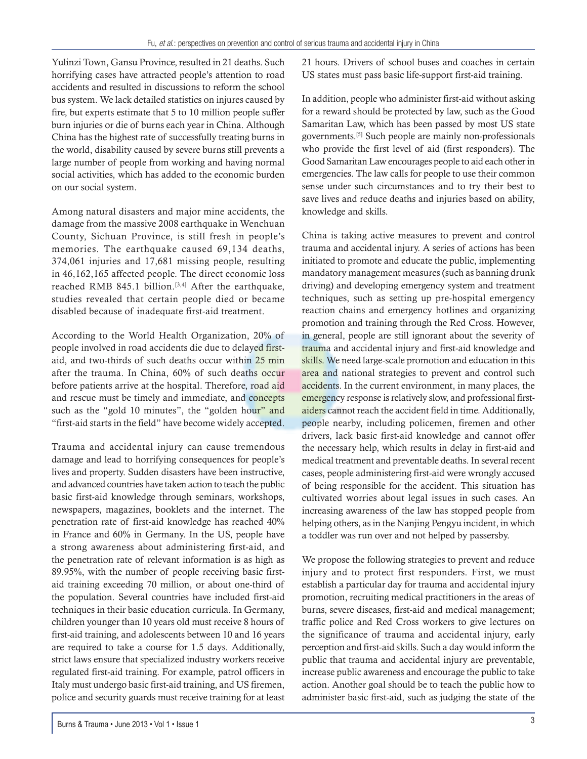Yulinzi Town, Gansu Province, resulted in 21 deaths. Such horrifying cases have attracted people's attention to road accidents and resulted in discussions to reform the school bus system. We lack detailed statistics on injures caused by fire, but experts estimate that 5 to 10 million people suffer burn injuries or die of burns each year in China. Although China has the highest rate of successfully treating burns in the world, disability caused by severe burns still prevents a large number of people from working and having normal social activities, which has added to the economic burden on our social system.

Among natural disasters and major mine accidents, the damage from the massive 2008 earthquake in Wenchuan County, Sichuan Province, is still fresh in people's memories. The earthquake caused 69,134 deaths, 374,061 injuries and 17,681 missing people, resulting in 46,162,165 affected people. The direct economic loss reached RMB 845.1 billion.[3,4] After the earthquake, studies revealed that certain people died or became disabled because of inadequate first-aid treatment.

According to the World Health Organization, 20% of people involved in road accidents die due to delayed first-aid, and two-thirds of such deaths occur within 25 min after the trauma. In China, 60% of such deaths occur before patients arrive at the hospital. Therefore, road aid and rescue must be timely and immediate, and concepts such as the "gold 10 minutes", the "golden hour" and "first-aid starts in the field" have become widely accepted.

Trauma and accidental injury can cause tremendous damage and lead to horrifying consequences for people's lives and property. Sudden disasters have been instructive, and advanced countries have taken action to teach the public basic first-aid knowledge through seminars, workshops, newspapers, magazines, booklets and the internet. The penetration rate of first-aid knowledge has reached 40% in France and 60% in Germany. In the US, people have a strong awareness about administering first-aid, and the penetration rate of relevant information is as high as 89.95%, with the number of people receiving basic first-aid training exceeding 70 million, or about one-third of the population. Several countries have included first-aid techniques in their basic education curricula. In Germany, children younger than 10 years old must receive 8 hours of first-aid training, and adolescents between 10 and 16 years are required to take a course for 1.5 days. Additionally, strict laws ensure that specialized industry workers receive regulated first-aid training. For example, patrol officers in Italy must undergo basic first-aid training, and US firemen, police and security guards must receive training for at least 21 hours. Drivers of school buses and coaches in certain US states must pass basic life-support first-aid training.

In addition, people who administer first-aid without asking for a reward should be protected by law, such as the Good Samaritan Law, which has been passed by most US state governments.[5] Such people are mainly non-professionals who provide the first level of aid (first responders). The Good Samaritan Law encourages people to aid each other in emergencies. The law calls for people to use their common sense under such circumstances and to try their best to save lives and reduce deaths and injuries based on ability, knowledge and skills.

China is taking active measures to prevent and control trauma and accidental injury. A series of actions has been initiated to promote and educate the public, implementing mandatory management measures (such as banning drunk driving) and developing emergency system and treatment techniques, such as setting up pre-hospital emergency reaction chains and emergency hotlines and organizing promotion and training through the Red Cross. However, in general, people are still ignorant about the severity of trauma and accidental injury and first-aid knowledge and skills. We need large-scale promotion and education in this area and national strategies to prevent and control such accidents. In the current environment, in many places, the emergency response is relatively slow, and professional first-aiders cannot reach the accident field in time. Additionally, people nearby, including policemen, firemen and other drivers, lack basic first-aid knowledge and cannot offer the necessary help, which results in delay in first-aid and medical treatment and preventable deaths. In several recent cases, people administering first-aid were wrongly accused of being responsible for the accident. This situation has cultivated worries about legal issues in such cases. An increasing awareness of the law has stopped people from helping others, as in the Nanjing Pengyu incident, in which a toddler was run over and not helped by passersby.

We propose the following strategies to prevent and reduce injury and to protect first responders. First, we must establish a particular day for trauma and accidental injury promotion, recruiting medical practitioners in the areas of burns, severe diseases, first-aid and medical management; traffic police and Red Cross workers to give lectures on the significance of trauma and accidental injury, early perception and first-aid skills. Such a day would inform the public that trauma and accidental injury are preventable, increase public awareness and encourage the public to take action. Another goal should be to teach the public how to administer basic first-aid, such as judging the state of the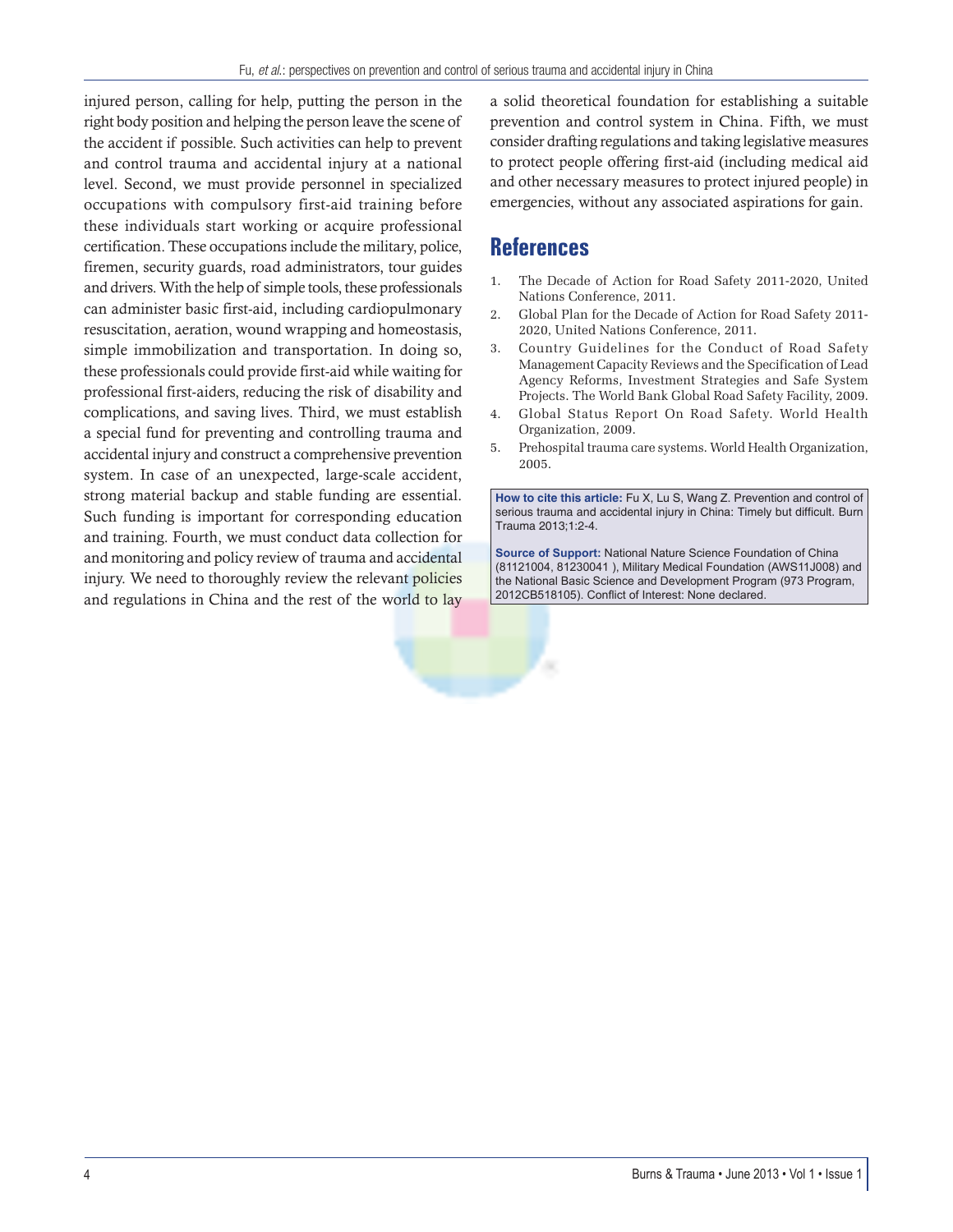injured person, calling for help, putting the person in the right body position and helping the person leave the scene of the accident if possible. Such activities can help to prevent and control trauma and accidental injury at a national level. Second, we must provide personnel in specialized occupations with compulsory first-aid training before these individuals start working or acquire professional certification. These occupations include the military, police, firemen, security guards, road administrators, tour guides and drivers. With the help of simple tools, these professionals can administer basic first-aid, including cardiopulmonary resuscitation, aeration, wound wrapping and homeostasis, simple immobilization and transportation. In doing so, these professionals could provide first-aid while waiting for professional first-aiders, reducing the risk of disability and complications, and saving lives. Third, we must establish a special fund for preventing and controlling trauma and accidental injury and construct a comprehensive prevention system. In case of an unexpected, large-scale accident, strong material backup and stable funding are essential. Such funding is important for corresponding education and training. Fourth, we must conduct data collection for and monitoring and policy review of trauma and accidental injury. We need to thoroughly review the relevant policies and regulations in China and the rest of the world to lay a solid theoretical foundation for establishing a suitable prevention and control system in China. Fifth, we must consider drafting regulations and taking legislative measures to protect people offering first-aid (including medical aid and other necessary measures to protect injured people) in emergencies, without any associated aspirations for gain.

## References

1. The Decade of Action for Road Safety 2011-2020, United Nations Conference, 2011.
2. Global Plan for the Decade of Action for Road Safety 2011-2020, United Nations Conference, 2011.
3. Country Guidelines for the Conduct of Road Safety Management Capacity Reviews and the Specification of Lead Agency Reforms, Investment Strategies and Safe System Projects. The World Bank Global Road Safety Facility, 2009.
4. Global Status Report On Road Safety. World Health Organization, 2009.
5. Prehospital trauma care systems. World Health Organization, 2005.

**How to cite this article:** Fu X, Lu S, Wang Z. Prevention and control of serious trauma and accidental injury in China: Timely but difficult. Burn Trauma 2013;1:2-4.

**Source of Support:** National Nature Science Foundation of China (81121004, 81230041 ), Military Medical Foundation (AWS11J008) and the National Basic Science and Development Program (973 Program, 2012CB518105). Conflict of Interest: None declared.